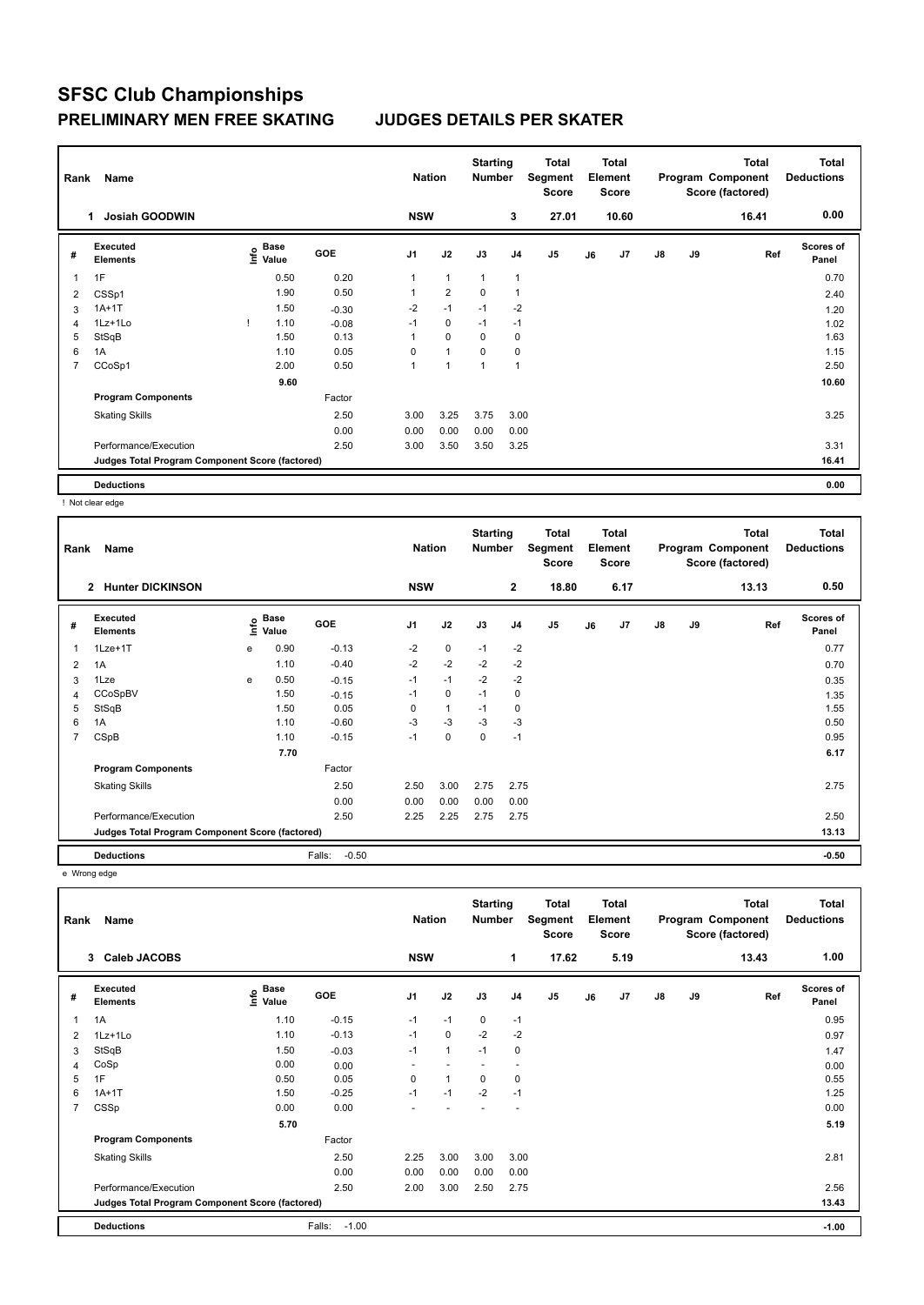# SFSC Club Championships

## PRELIMINARY MEN FREE SKATING JUDGES DETAILS PER SKATER

| Rank | Name | Nation | Starting Number | Total Segment Score | Total Element Score | Total Program Component Score (factored) | Total Deductions |
|---|---|---|---|---|---|---|---|
| 1 | Josiah GOODWIN | NSW | 3 | 27.01 | 10.60 | 16.41 | 0.00 |

| # | Executed Elements | Info | Base Value | GOE | J1 | J2 | J3 | J4 | J5 | J6 | J7 | J8 | J9 | Ref | Scores of Panel |
|---|---|---|---|---|---|---|---|---|---|---|---|---|---|---|---|
| 1 | 1F | | 0.50 | 0.20 | 1 | 1 | 1 | 1 | | | | | | | 0.70 |
| 2 | CSSp1 | | 1.90 | 0.50 | 1 | 2 | 0 | 1 | | | | | | | 2.40 |
| 3 | 1A+1T | | 1.50 | -0.30 | -2 | -1 | -1 | -2 | | | | | | | 1.20 |
| 4 | 1Lz+1Lo | ! | 1.10 | -0.08 | -1 | 0 | -1 | -1 | | | | | | | 1.02 |
| 5 | StSqB | | 1.50 | 0.13 | 1 | 0 | 0 | 0 | | | | | | | 1.63 |
| 6 | 1A | | 1.10 | 0.05 | 0 | 1 | 0 | 0 | | | | | | | 1.15 |
| 7 | CCoSp1 | | 2.00 | 0.50 | 1 | 1 | 1 | 1 | | | | | | | 2.50 |
| | | | 9.60 | | | | | | | | | | | | 10.60 |
| | **Program Components** | | | Factor | | | | | | | | | | | |
| | Skating Skills | | | 2.50 | 3.00 | 3.25 | 3.75 | 3.00 | | | | | | | 3.25 |
| | | | | 0.00 | 0.00 | 0.00 | 0.00 | 0.00 | | | | | | | |
| | Performance/Execution | | | 2.50 | 3.00 | 3.50 | 3.50 | 3.25 | | | | | | | 3.31 |
| | **Judges Total Program Component Score (factored)** | | | | | | | | | | | | | | 16.41 |
| | **Deductions** | | | | | | | | | | | | | | 0.00 |

! Not clear edge

| Rank | Name | Nation | Starting Number | Total Segment Score | Total Element Score | Total Program Component Score (factored) | Total Deductions |
|---|---|---|---|---|---|---|---|
| 2 | Hunter DICKINSON | NSW | 2 | 18.80 | 6.17 | 13.13 | 0.50 |

| # | Executed Elements | Info | Base Value | GOE | J1 | J2 | J3 | J4 | J5 | J6 | J7 | J8 | J9 | Ref | Scores of Panel |
|---|---|---|---|---|---|---|---|---|---|---|---|---|---|---|---|
| 1 | 1Lze+1T | e | 0.90 | -0.13 | -2 | 0 | -1 | -2 | | | | | | | 0.77 |
| 2 | 1A | | 1.10 | -0.40 | -2 | -2 | -2 | -2 | | | | | | | 0.70 |
| 3 | 1Lze | e | 0.50 | -0.15 | -1 | -1 | -2 | -2 | | | | | | | 0.35 |
| 4 | CCoSpBV | | 1.50 | -0.15 | -1 | 0 | -1 | 0 | | | | | | | 1.35 |
| 5 | StSqB | | 1.50 | 0.05 | 0 | 1 | -1 | 0 | | | | | | | 1.55 |
| 6 | 1A | | 1.10 | -0.60 | -3 | -3 | -3 | -3 | | | | | | | 0.50 |
| 7 | CSpB | | 1.10 | -0.15 | -1 | 0 | 0 | -1 | | | | | | | 0.95 |
| | | | 7.70 | | | | | | | | | | | | 6.17 |
| | **Program Components** | | | Factor | | | | | | | | | | | |
| | Skating Skills | | | 2.50 | 2.50 | 3.00 | 2.75 | 2.75 | | | | | | | 2.75 |
| | | | | 0.00 | 0.00 | 0.00 | 0.00 | 0.00 | | | | | | | |
| | Performance/Execution | | | 2.50 | 2.25 | 2.25 | 2.75 | 2.75 | | | | | | | 2.50 |
| | **Judges Total Program Component Score (factored)** | | | | | | | | | | | | | | 13.13 |
| | **Deductions** | | | Falls: -0.50 | | | | | | | | | | | -0.50 |

e Wrong edge

| Rank | Name | Nation | Starting Number | Total Segment Score | Total Element Score | Total Program Component Score (factored) | Total Deductions |
|---|---|---|---|---|---|---|---|
| 3 | Caleb JACOBS | NSW | 1 | 17.62 | 5.19 | 13.43 | 1.00 |

| # | Executed Elements | Info | Base Value | GOE | J1 | J2 | J3 | J4 | J5 | J6 | J7 | J8 | J9 | Ref | Scores of Panel |
|---|---|---|---|---|---|---|---|---|---|---|---|---|---|---|---|
| 1 | 1A | | 1.10 | -0.15 | -1 | -1 | 0 | -1 | | | | | | | 0.95 |
| 2 | 1Lz+1Lo | | 1.10 | -0.13 | -1 | 0 | -2 | -2 | | | | | | | 0.97 |
| 3 | StSqB | | 1.50 | -0.03 | -1 | 1 | -1 | 0 | | | | | | | 1.47 |
| 4 | CoSp | | 0.00 | 0.00 | - | - | - | - | | | | | | | 0.00 |
| 5 | 1F | | 0.50 | 0.05 | 0 | 1 | 0 | 0 | | | | | | | 0.55 |
| 6 | 1A+1T | | 1.50 | -0.25 | -1 | -1 | -2 | -1 | | | | | | | 1.25 |
| 7 | CSSp | | 0.00 | 0.00 | - | - | - | - | | | | | | | 0.00 |
| | | | 5.70 | | | | | | | | | | | | 5.19 |
| | **Program Components** | | | Factor | | | | | | | | | | | |
| | Skating Skills | | | 2.50 | 2.25 | 3.00 | 3.00 | 3.00 | | | | | | | 2.81 |
| | | | | 0.00 | 0.00 | 0.00 | 0.00 | 0.00 | | | | | | | |
| | Performance/Execution | | | 2.50 | 2.00 | 3.00 | 2.50 | 2.75 | | | | | | | 2.56 |
| | **Judges Total Program Component Score (factored)** | | | | | | | | | | | | | | 13.43 |
| | **Deductions** | | | Falls: -1.00 | | | | | | | | | | | -1.00 |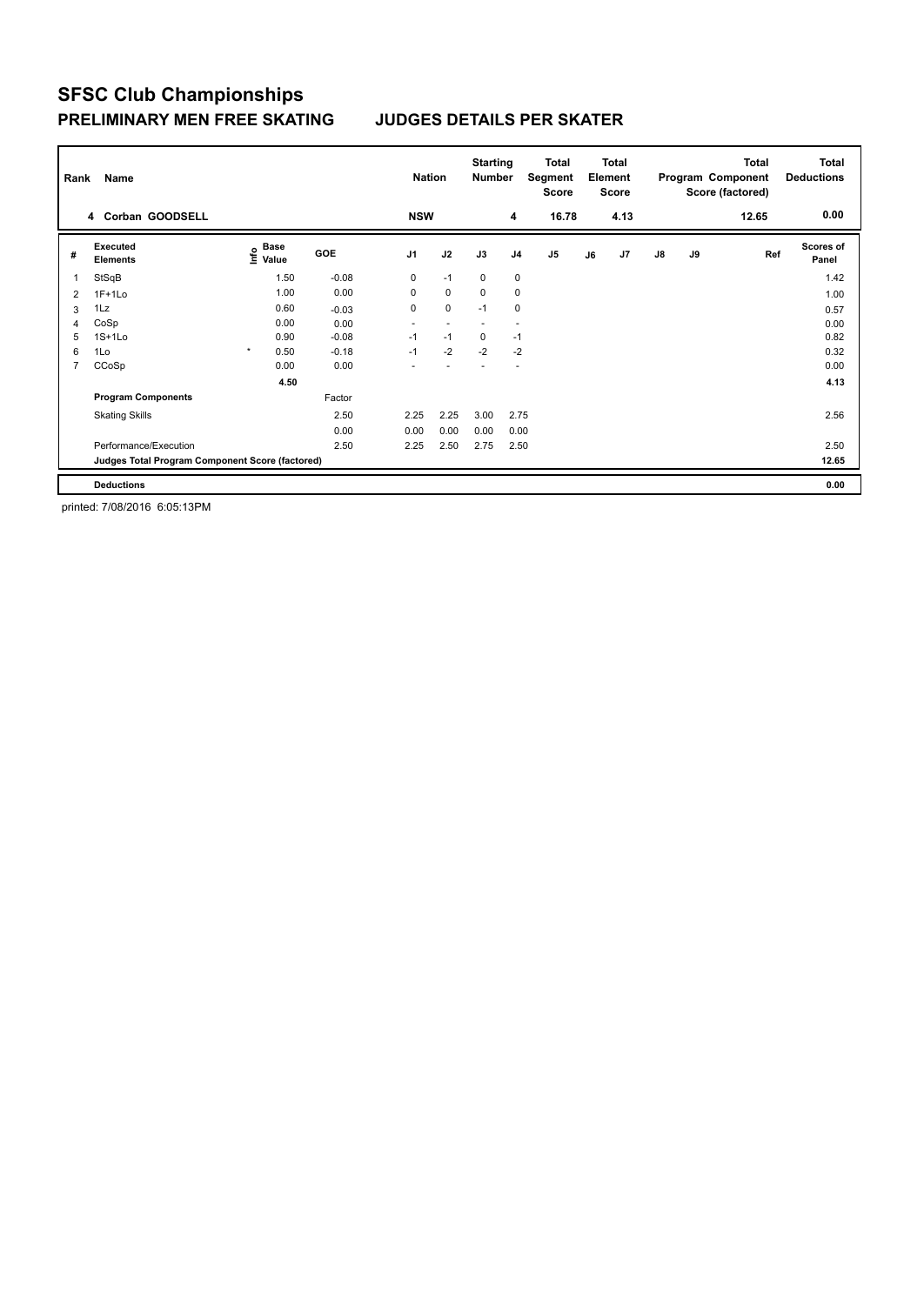# SFSC Club Championships

## PRELIMINARY MEN FREE SKATING    JUDGES DETAILS PER SKATER

| Rank | Name | Nation | Starting Number | Total Segment Score | Total Element Score | Total Program Component Score (factored) | Total Deductions |
|---|---|---|---|---|---|---|---|
| 4 | Corban GOODSELL | NSW | 4 | 16.78 | 4.13 | 12.65 | 0.00 |

| # | Executed Elements | Info | Base Value | GOE | J1 | J2 | J3 | J4 | J5 | J6 | J7 | J8 | J9 | Ref | Scores of Panel |
|---|---|---|---|---|---|---|---|---|---|---|---|---|---|---|---|
| 1 | StSqB | | 1.50 | -0.08 | 0 | -1 | 0 | 0 | | | | | | | 1.42 |
| 2 | 1F+1Lo | | 1.00 | 0.00 | 0 | 0 | 0 | 0 | | | | | | | 1.00 |
| 3 | 1Lz | | 0.60 | -0.03 | 0 | 0 | -1 | 0 | | | | | | | 0.57 |
| 4 | CoSp | | 0.00 | 0.00 | - | - | - | - | | | | | | | 0.00 |
| 5 | 1S+1Lo | | 0.90 | -0.08 | -1 | -1 | 0 | -1 | | | | | | | 0.82 |
| 6 | 1Lo | * | 0.50 | -0.18 | -1 | -2 | -2 | -2 | | | | | | | 0.32 |
| 7 | CCoSp | | 0.00 | 0.00 | - | - | - | - | | | | | | | 0.00 |
| | | | 4.50 | | | | | | | | | | | | 4.13 |
| | **Program Components** | | | Factor | | | | | | | | | | | |
| | Skating Skills | | | 2.50 | 2.25 | 2.25 | 3.00 | 2.75 | | | | | | | 2.56 |
| | | | | 0.00 | 0.00 | 0.00 | 0.00 | 0.00 | | | | | | | |
| | Performance/Execution | | | 2.50 | 2.25 | 2.50 | 2.75 | 2.50 | | | | | | | 2.50 |
| | **Judges Total Program Component Score (factored)** | | | | | | | | | | | | | | 12.65 |
| | **Deductions** | | | | | | | | | | | | | | 0.00 |

printed: 7/08/2016 6:05:13PM